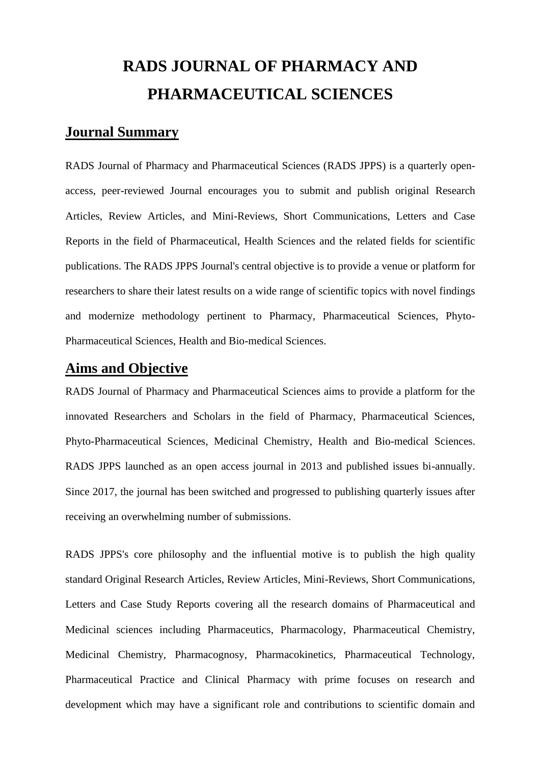# RADS JOURNAL OF PHARMACY AND PHARMACEUTICAL SCIENCES

## Journal Summary

RADS Journal of Pharmacy and Pharmaceutical Sciences (RADS JPPS) is a quarterly open-access, peer-reviewed Journal encourages you to submit and publish original Research Articles, Review Articles, and Mini-Reviews, Short Communications, Letters and Case Reports in the field of Pharmaceutical, Health Sciences and the related fields for scientific publications. The RADS JPPS Journal's central objective is to provide a venue or platform for researchers to share their latest results on a wide range of scientific topics with novel findings and modernize methodology pertinent to Pharmacy, Pharmaceutical Sciences, Phyto-Pharmaceutical Sciences, Health and Bio-medical Sciences.

## Aims and Objective

RADS Journal of Pharmacy and Pharmaceutical Sciences aims to provide a platform for the innovated Researchers and Scholars in the field of Pharmacy, Pharmaceutical Sciences, Phyto-Pharmaceutical Sciences, Medicinal Chemistry, Health and Bio-medical Sciences. RADS JPPS launched as an open access journal in 2013 and published issues bi-annually. Since 2017, the journal has been switched and progressed to publishing quarterly issues after receiving an overwhelming number of submissions.

RADS JPPS's core philosophy and the influential motive is to publish the high quality standard Original Research Articles, Review Articles, Mini-Reviews, Short Communications, Letters and Case Study Reports covering all the research domains of Pharmaceutical and Medicinal sciences including Pharmaceutics, Pharmacology, Pharmaceutical Chemistry, Medicinal Chemistry, Pharmacognosy, Pharmacokinetics, Pharmaceutical Technology, Pharmaceutical Practice and Clinical Pharmacy with prime focuses on research and development which may have a significant role and contributions to scientific domain and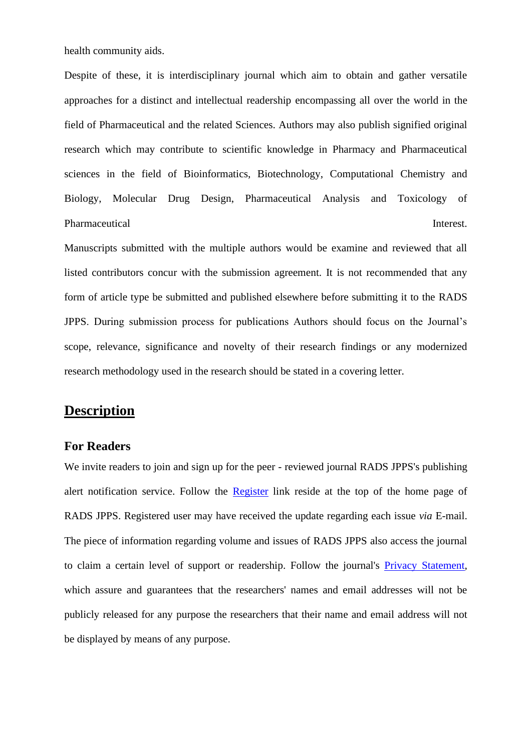health community aids.

Despite of these, it is interdisciplinary journal which aim to obtain and gather versatile approaches for a distinct and intellectual readership encompassing all over the world in the field of Pharmaceutical and the related Sciences. Authors may also publish signified original research which may contribute to scientific knowledge in Pharmacy and Pharmaceutical sciences in the field of Bioinformatics, Biotechnology, Computational Chemistry and Biology, Molecular Drug Design, Pharmaceutical Analysis and Toxicology of Pharmaceutical Interest.

Manuscripts submitted with the multiple authors would be examine and reviewed that all listed contributors concur with the submission agreement. It is not recommended that any form of article type be submitted and published elsewhere before submitting it to the RADS JPPS. During submission process for publications Authors should focus on the Journal's scope, relevance, significance and novelty of their research findings or any modernized research methodology used in the research should be stated in a covering letter.

## Description

### For Readers

We invite readers to join and sign up for the peer - reviewed journal RADS JPPS's publishing alert notification service. Follow the Register link reside at the top of the home page of RADS JPPS. Registered user may have received the update regarding each issue *via* E-mail. The piece of information regarding volume and issues of RADS JPPS also access the journal to claim a certain level of support or readership. Follow the journal's Privacy Statement, which assure and guarantees that the researchers' names and email addresses will not be publicly released for any purpose the researchers that their name and email address will not be displayed by means of any purpose.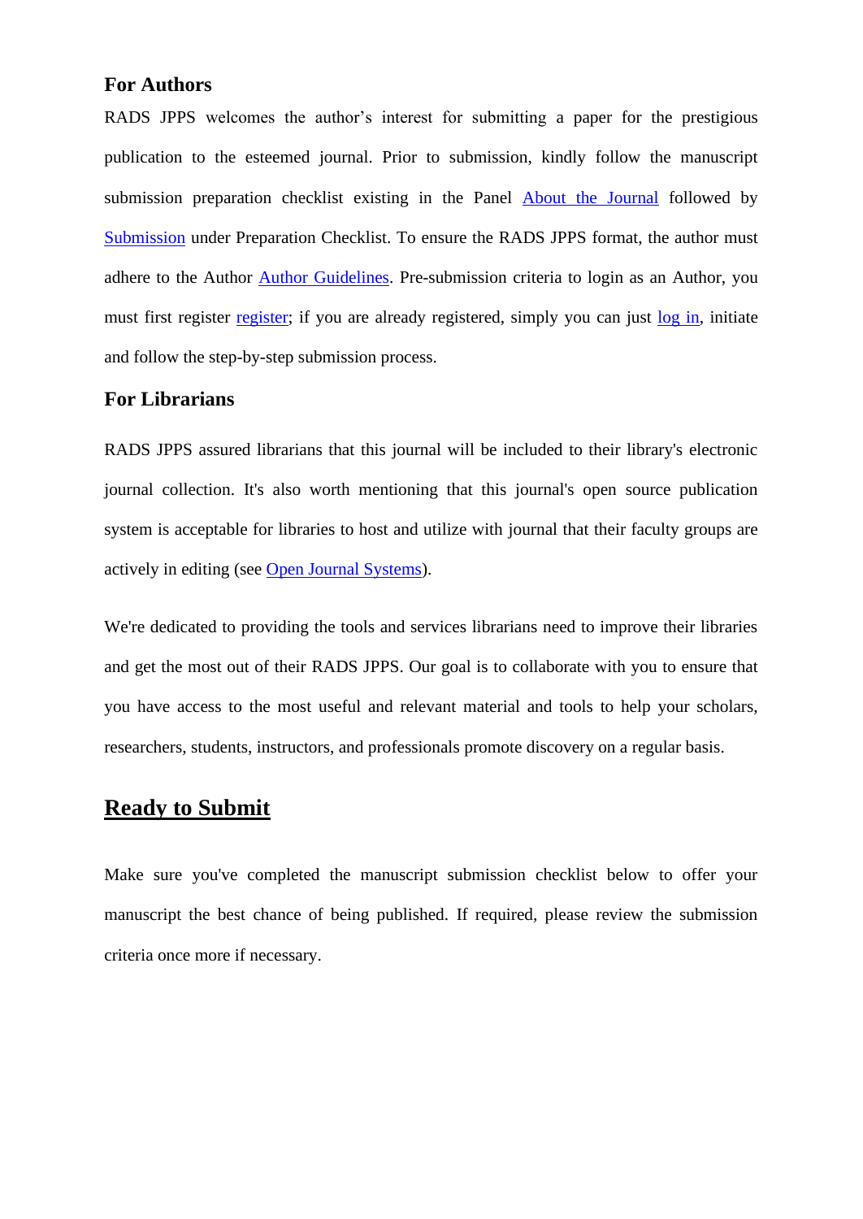### For Authors

RADS JPPS welcomes the author's interest for submitting a paper for the prestigious publication to the esteemed journal. Prior to submission, kindly follow the manuscript submission preparation checklist existing in the Panel About the Journal followed by Submission under Preparation Checklist. To ensure the RADS JPPS format, the author must adhere to the Author Author Guidelines. Pre-submission criteria to login as an Author, you must first register register; if you are already registered, simply you can just log in, initiate and follow the step-by-step submission process.

### For Librarians

RADS JPPS assured librarians that this journal will be included to their library's electronic journal collection. It's also worth mentioning that this journal's open source publication system is acceptable for libraries to host and utilize with journal that their faculty groups are actively in editing (see Open Journal Systems).

We're dedicated to providing the tools and services librarians need to improve their libraries and get the most out of their RADS JPPS. Our goal is to collaborate with you to ensure that you have access to the most useful and relevant material and tools to help your scholars, researchers, students, instructors, and professionals promote discovery on a regular basis.

## Ready to Submit

Make sure you've completed the manuscript submission checklist below to offer your manuscript the best chance of being published. If required, please review the submission criteria once more if necessary.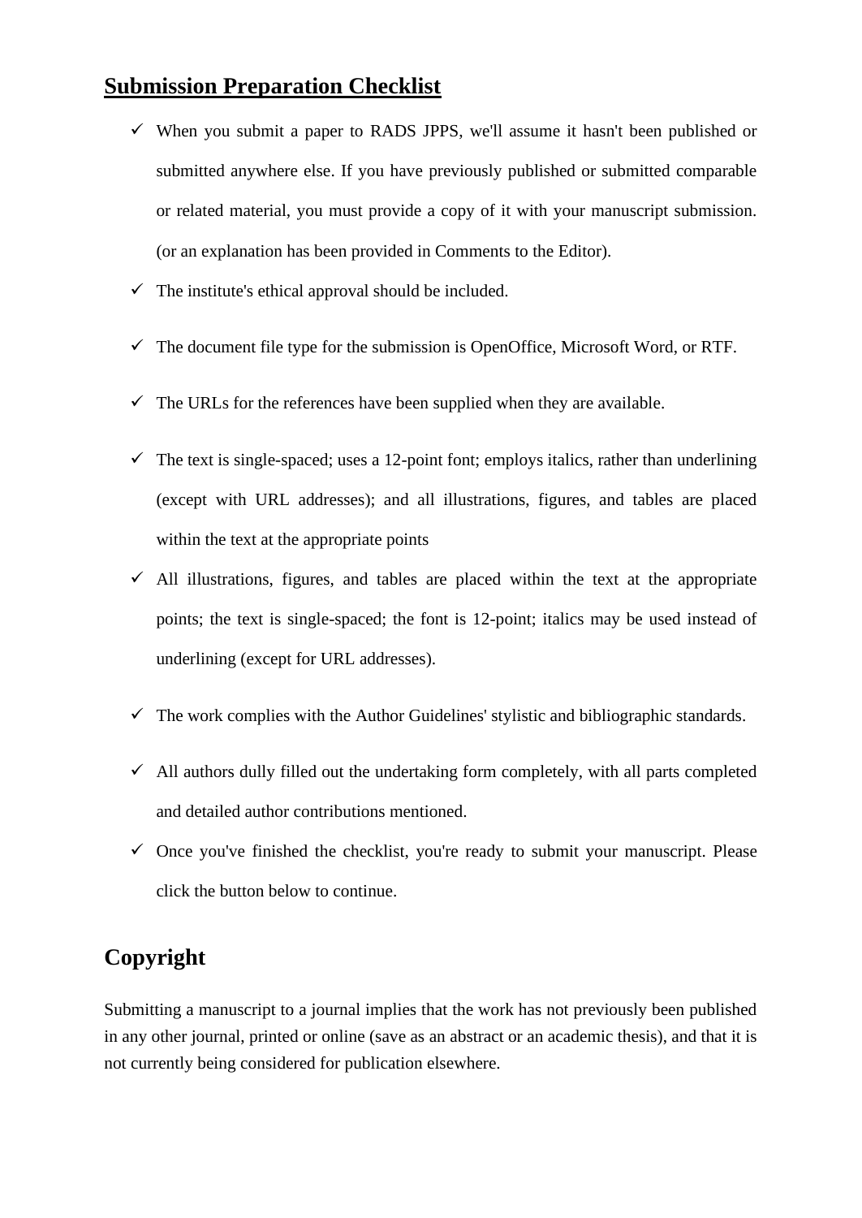## Submission Preparation Checklist

- ✓ When you submit a paper to RADS JPPS, we'll assume it hasn't been published or submitted anywhere else. If you have previously published or submitted comparable or related material, you must provide a copy of it with your manuscript submission. (or an explanation has been provided in Comments to the Editor).
- ✓ The institute's ethical approval should be included.
- ✓ The document file type for the submission is OpenOffice, Microsoft Word, or RTF.
- ✓ The URLs for the references have been supplied when they are available.
- ✓ The text is single-spaced; uses a 12-point font; employs italics, rather than underlining (except with URL addresses); and all illustrations, figures, and tables are placed within the text at the appropriate points
- ✓ All illustrations, figures, and tables are placed within the text at the appropriate points; the text is single-spaced; the font is 12-point; italics may be used instead of underlining (except for URL addresses).
- ✓ The work complies with the Author Guidelines' stylistic and bibliographic standards.
- ✓ All authors dully filled out the undertaking form completely, with all parts completed and detailed author contributions mentioned.
- ✓ Once you've finished the checklist, you're ready to submit your manuscript. Please click the button below to continue.

## Copyright

Submitting a manuscript to a journal implies that the work has not previously been published in any other journal, printed or online (save as an abstract or an academic thesis), and that it is not currently being considered for publication elsewhere.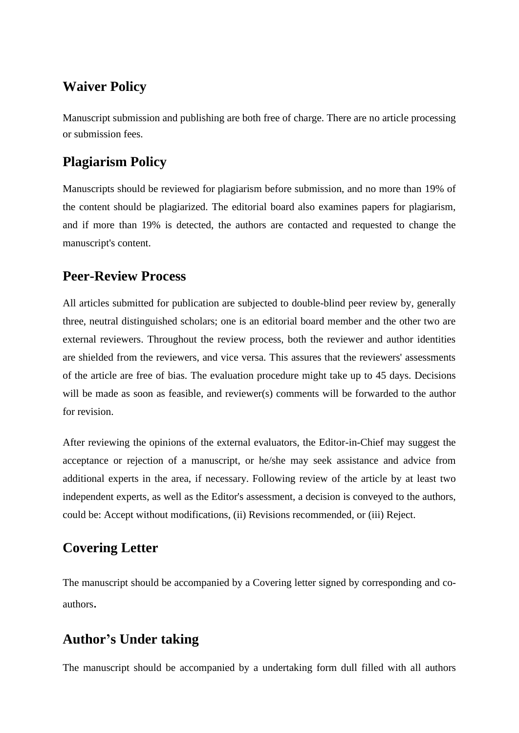## Waiver Policy

Manuscript submission and publishing are both free of charge. There are no article processing or submission fees.

## Plagiarism Policy

Manuscripts should be reviewed for plagiarism before submission, and no more than 19% of the content should be plagiarized. The editorial board also examines papers for plagiarism, and if more than 19% is detected, the authors are contacted and requested to change the manuscript's content.

## Peer-Review Process

All articles submitted for publication are subjected to double-blind peer review by, generally three, neutral distinguished scholars; one is an editorial board member and the other two are external reviewers. Throughout the review process, both the reviewer and author identities are shielded from the reviewers, and vice versa. This assures that the reviewers' assessments of the article are free of bias. The evaluation procedure might take up to 45 days. Decisions will be made as soon as feasible, and reviewer(s) comments will be forwarded to the author for revision.

After reviewing the opinions of the external evaluators, the Editor-in-Chief may suggest the acceptance or rejection of a manuscript, or he/she may seek assistance and advice from additional experts in the area, if necessary. Following review of the article by at least two independent experts, as well as the Editor's assessment, a decision is conveyed to the authors, could be: Accept without modifications, (ii) Revisions recommended, or (iii) Reject.

## Covering Letter

The manuscript should be accompanied by a Covering letter signed by corresponding and co-authors.

## Author's Under taking

The manuscript should be accompanied by a undertaking form dull filled with all authors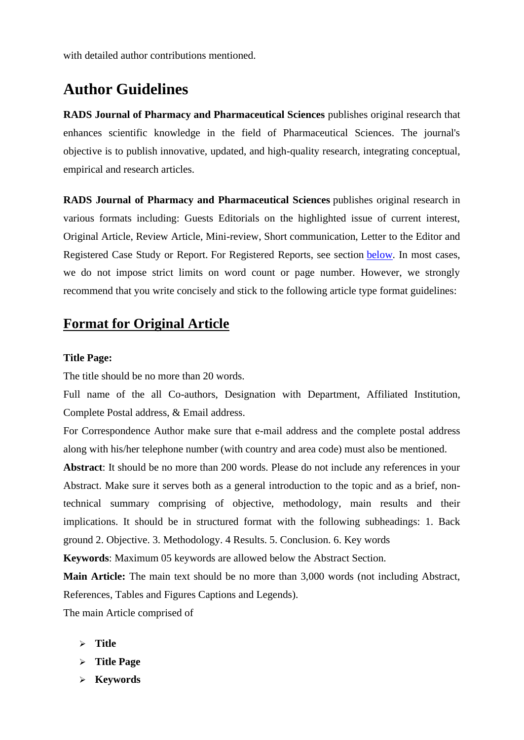with detailed author contributions mentioned.

## Author Guidelines

**RADS Journal of Pharmacy and Pharmaceutical Sciences** publishes original research that enhances scientific knowledge in the field of Pharmaceutical Sciences. The journal's objective is to publish innovative, updated, and high-quality research, integrating conceptual, empirical and research articles.

**RADS Journal of Pharmacy and Pharmaceutical Sciences** publishes original research in various formats including: Guests Editorials on the highlighted issue of current interest, Original Article, Review Article, Mini-review, Short communication, Letter to the Editor and Registered Case Study or Report. For Registered Reports, see section below. In most cases, we do not impose strict limits on word count or page number. However, we strongly recommend that you write concisely and stick to the following article type format guidelines:

## Format for Original Article

**Title Page:**

The title should be no more than 20 words.

Full name of the all Co-authors, Designation with Department, Affiliated Institution, Complete Postal address, & Email address.

For Correspondence Author make sure that e-mail address and the complete postal address along with his/her telephone number (with country and area code) must also be mentioned.

**Abstract**: It should be no more than 200 words. Please do not include any references in your Abstract. Make sure it serves both as a general introduction to the topic and as a brief, non-technical summary comprising of objective, methodology, main results and their implications. It should be in structured format with the following subheadings: 1. Back ground 2. Objective. 3. Methodology. 4 Results. 5. Conclusion. 6. Key words

**Keywords**: Maximum 05 keywords are allowed below the Abstract Section.

**Main Article:** The main text should be no more than 3,000 words (not including Abstract, References, Tables and Figures Captions and Legends).

The main Article comprised of

- **Title**
- **Title Page**
- **Keywords**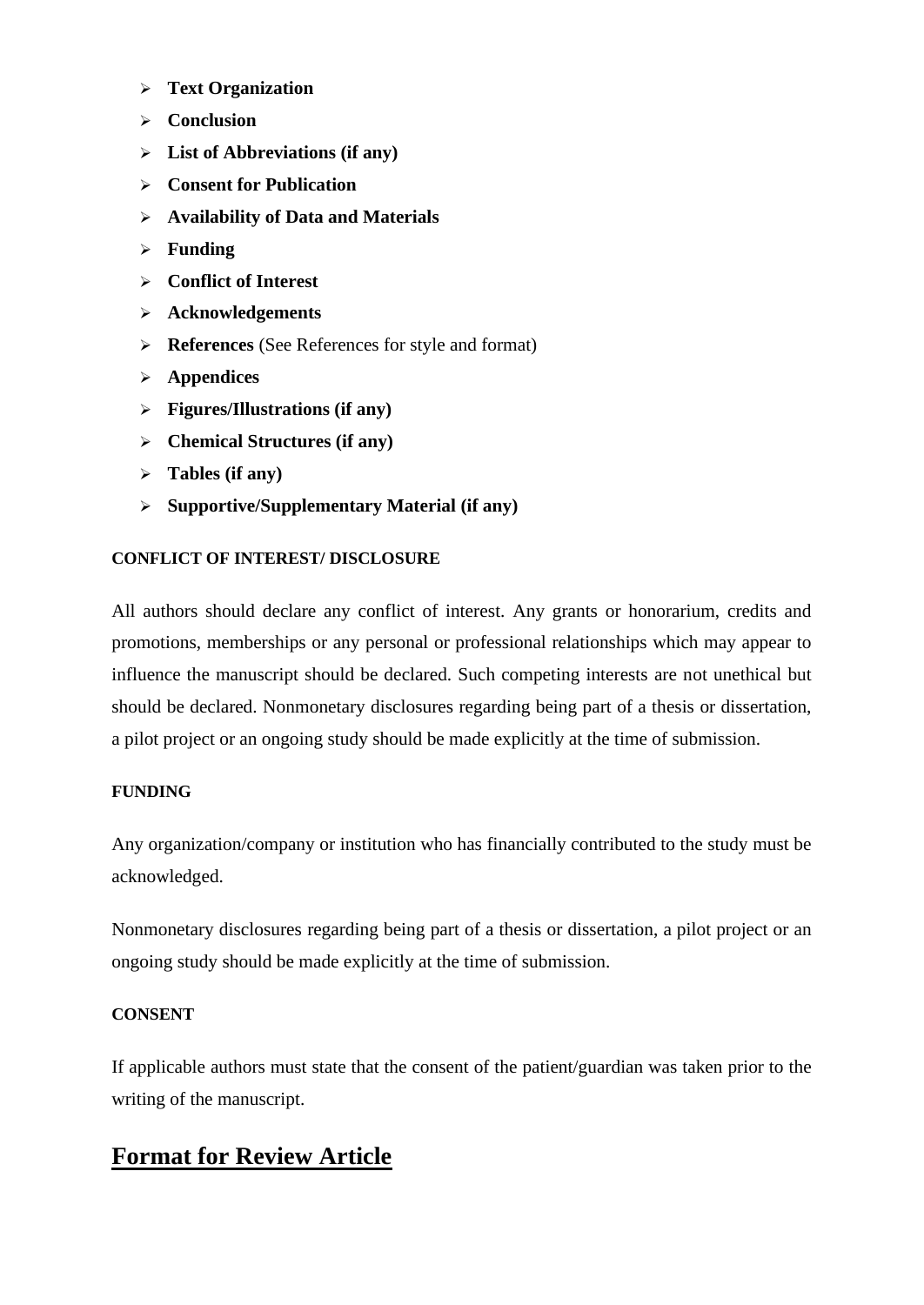- **Text Organization**
- **Conclusion**
- **List of Abbreviations (if any)**
- **Consent for Publication**
- **Availability of Data and Materials**
- **Funding**
- **Conflict of Interest**
- **Acknowledgements**
- **References** (See References for style and format)
- **Appendices**
- **Figures/Illustrations (if any)**
- **Chemical Structures (if any)**
- **Tables (if any)**
- **Supportive/Supplementary Material (if any)**

**CONFLICT OF INTEREST/ DISCLOSURE**

All authors should declare any conflict of interest. Any grants or honorarium, credits and promotions, memberships or any personal or professional relationships which may appear to influence the manuscript should be declared. Such competing interests are not unethical but should be declared. Nonmonetary disclosures regarding being part of a thesis or dissertation, a pilot project or an ongoing study should be made explicitly at the time of submission.

**FUNDING**

Any organization/company or institution who has financially contributed to the study must be acknowledged.

Nonmonetary disclosures regarding being part of a thesis or dissertation, a pilot project or an ongoing study should be made explicitly at the time of submission.

**CONSENT**

If applicable authors must state that the consent of the patient/guardian was taken prior to the writing of the manuscript.

## Format for Review Article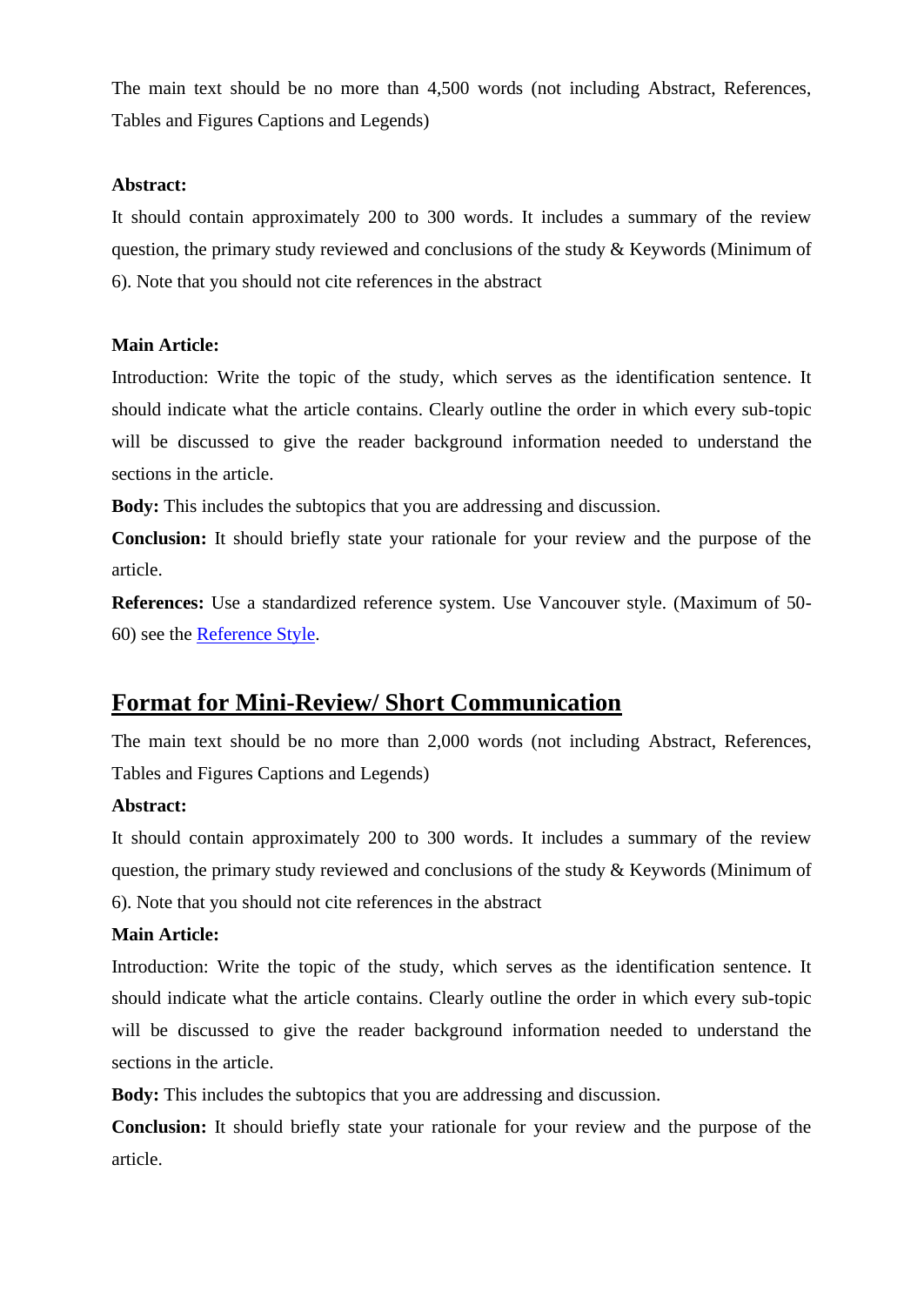The main text should be no more than 4,500 words (not including Abstract, References, Tables and Figures Captions and Legends)

**Abstract:**

It should contain approximately 200 to 300 words. It includes a summary of the review question, the primary study reviewed and conclusions of the study & Keywords (Minimum of 6). Note that you should not cite references in the abstract

**Main Article:**

Introduction: Write the topic of the study, which serves as the identification sentence. It should indicate what the article contains. Clearly outline the order in which every sub-topic will be discussed to give the reader background information needed to understand the sections in the article.

**Body:** This includes the subtopics that you are addressing and discussion.

**Conclusion:** It should briefly state your rationale for your review and the purpose of the article.

**References:** Use a standardized reference system. Use Vancouver style. (Maximum of 50-60) see the Reference Style.

## Format for Mini-Review/ Short Communication

The main text should be no more than 2,000 words (not including Abstract, References, Tables and Figures Captions and Legends)

**Abstract:**

It should contain approximately 200 to 300 words. It includes a summary of the review question, the primary study reviewed and conclusions of the study & Keywords (Minimum of 6). Note that you should not cite references in the abstract

**Main Article:**

Introduction: Write the topic of the study, which serves as the identification sentence. It should indicate what the article contains. Clearly outline the order in which every sub-topic will be discussed to give the reader background information needed to understand the sections in the article.

**Body:** This includes the subtopics that you are addressing and discussion.

**Conclusion:** It should briefly state your rationale for your review and the purpose of the article.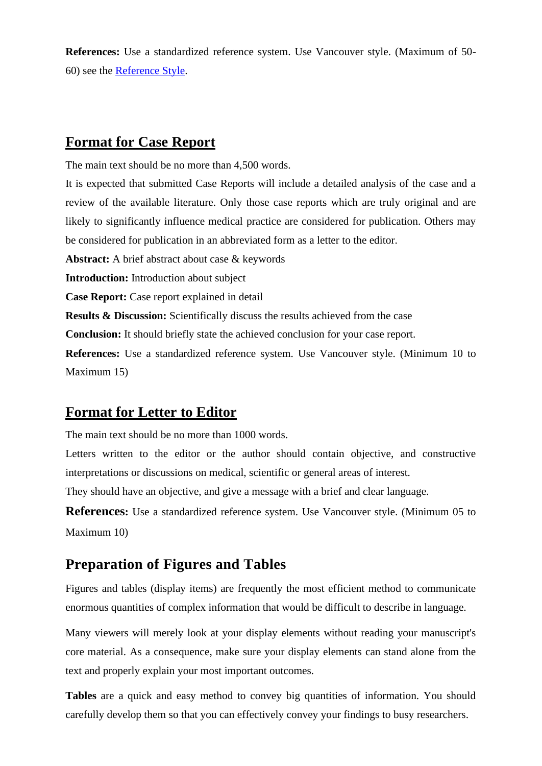**References:** Use a standardized reference system. Use Vancouver style. (Maximum of 50-60) see the Reference Style.

## Format for Case Report

The main text should be no more than 4,500 words.

It is expected that submitted Case Reports will include a detailed analysis of the case and a review of the available literature. Only those case reports which are truly original and are likely to significantly influence medical practice are considered for publication. Others may be considered for publication in an abbreviated form as a letter to the editor.

**Abstract:** A brief abstract about case & keywords

**Introduction:** Introduction about subject

**Case Report:** Case report explained in detail

**Results & Discussion:** Scientifically discuss the results achieved from the case

**Conclusion:** It should briefly state the achieved conclusion for your case report.

**References:** Use a standardized reference system. Use Vancouver style. (Minimum 10 to Maximum 15)

## Format for Letter to Editor

The main text should be no more than 1000 words.

Letters written to the editor or the author should contain objective, and constructive interpretations or discussions on medical, scientific or general areas of interest.

They should have an objective, and give a message with a brief and clear language.

**References:** Use a standardized reference system. Use Vancouver style. (Minimum 05 to Maximum 10)

## Preparation of Figures and Tables

Figures and tables (display items) are frequently the most efficient method to communicate enormous quantities of complex information that would be difficult to describe in language.

Many viewers will merely look at your display elements without reading your manuscript's core material. As a consequence, make sure your display elements can stand alone from the text and properly explain your most important outcomes.

**Tables** are a quick and easy method to convey big quantities of information. You should carefully develop them so that you can effectively convey your findings to busy researchers.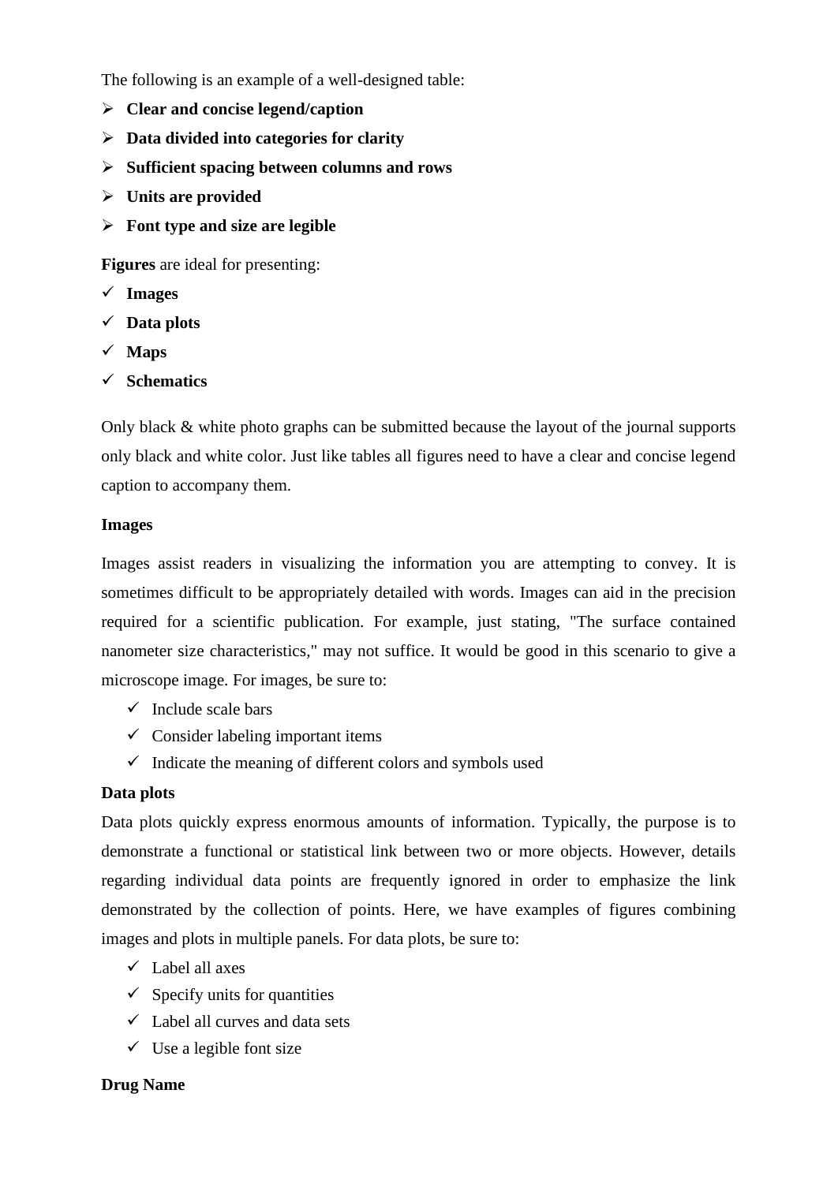The following is an example of a well-designed table:

- **Clear and concise legend/caption**
- **Data divided into categories for clarity**
- **Sufficient spacing between columns and rows**
- **Units are provided**
- **Font type and size are legible**

**Figures** are ideal for presenting:

- **Images**
- **Data plots**
- **Maps**
- **Schematics**

Only black & white photo graphs can be submitted because the layout of the journal supports only black and white color. Just like tables all figures need to have a clear and concise legend caption to accompany them.

**Images**

Images assist readers in visualizing the information you are attempting to convey. It is sometimes difficult to be appropriately detailed with words. Images can aid in the precision required for a scientific publication. For example, just stating, "The surface contained nanometer size characteristics," may not suffice. It would be good in this scenario to give a microscope image. For images, be sure to:

- Include scale bars
- Consider labeling important items
- Indicate the meaning of different colors and symbols used

**Data plots**

Data plots quickly express enormous amounts of information. Typically, the purpose is to demonstrate a functional or statistical link between two or more objects. However, details regarding individual data points are frequently ignored in order to emphasize the link demonstrated by the collection of points. Here, we have examples of figures combining images and plots in multiple panels. For data plots, be sure to:

- Label all axes
- Specify units for quantities
- Label all curves and data sets
- Use a legible font size

**Drug Name**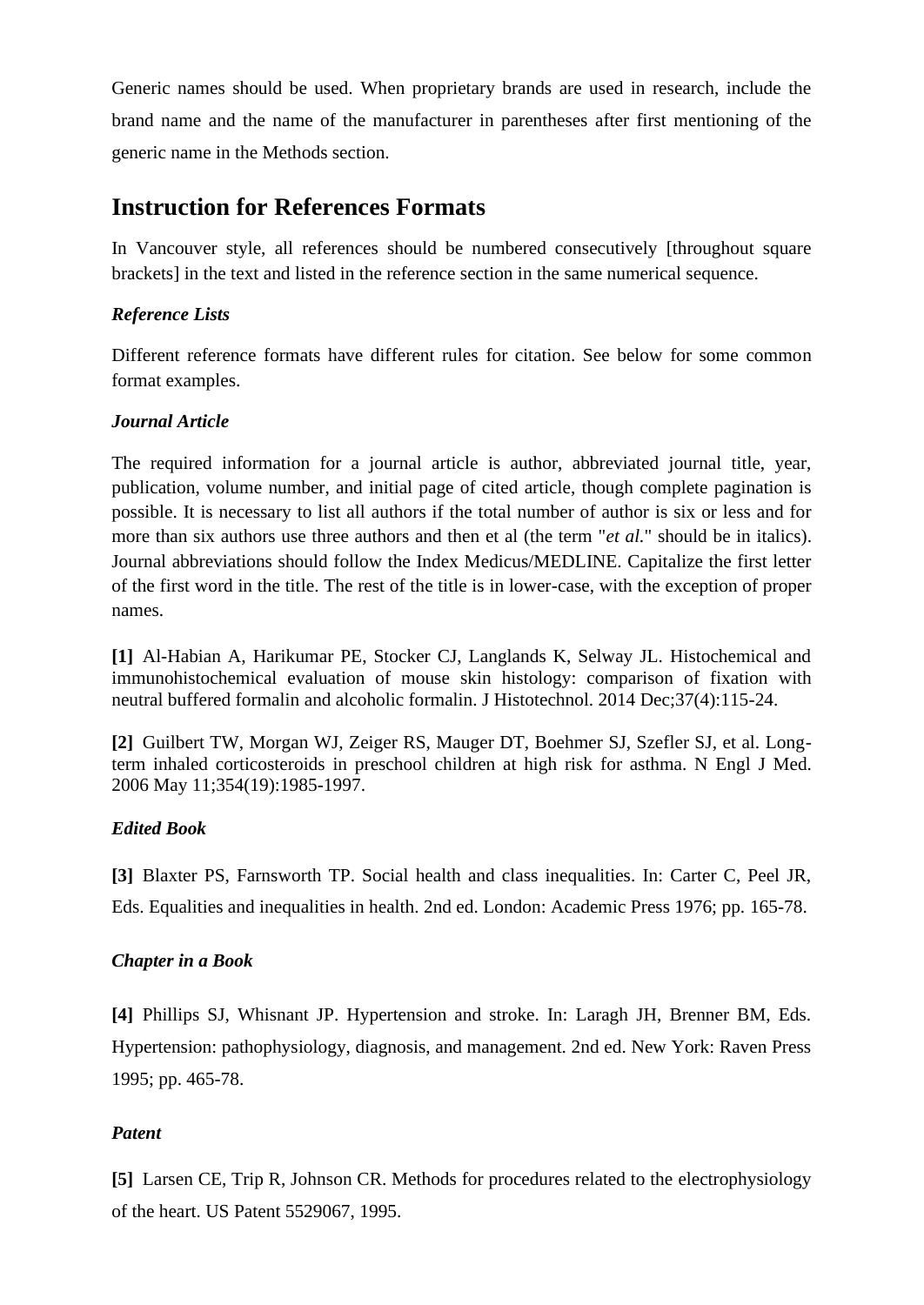Generic names should be used. When proprietary brands are used in research, include the brand name and the name of the manufacturer in parentheses after first mentioning of the generic name in the Methods section.

## Instruction for References Formats

In Vancouver style, all references should be numbered consecutively [throughout square brackets] in the text and listed in the reference section in the same numerical sequence.

### *Reference Lists*

Different reference formats have different rules for citation. See below for some common format examples.

### *Journal Article*

The required information for a journal article is author, abbreviated journal title, year, publication, volume number, and initial page of cited article, though complete pagination is possible. It is necessary to list all authors if the total number of author is six or less and for more than six authors use three authors and then et al (the term "*et al.*" should be in italics). Journal abbreviations should follow the Index Medicus/MEDLINE. Capitalize the first letter of the first word in the title. The rest of the title is in lower-case, with the exception of proper names.

**[1]** Al-Habian A, Harikumar PE, Stocker CJ, Langlands K, Selway JL. Histochemical and immunohistochemical evaluation of mouse skin histology: comparison of fixation with neutral buffered formalin and alcoholic formalin. J Histotechnol. 2014 Dec;37(4):115-24.

**[2]** Guilbert TW, Morgan WJ, Zeiger RS, Mauger DT, Boehmer SJ, Szefler SJ, et al. Long-term inhaled corticosteroids in preschool children at high risk for asthma. N Engl J Med. 2006 May 11;354(19):1985-1997.

### *Edited Book*

**[3]** Blaxter PS, Farnsworth TP. Social health and class inequalities. In: Carter C, Peel JR, Eds. Equalities and inequalities in health. 2nd ed. London: Academic Press 1976; pp. 165-78.

### *Chapter in a Book*

**[4]** Phillips SJ, Whisnant JP. Hypertension and stroke. In: Laragh JH, Brenner BM, Eds. Hypertension: pathophysiology, diagnosis, and management. 2nd ed. New York: Raven Press 1995; pp. 465-78.

### *Patent*

**[5]** Larsen CE, Trip R, Johnson CR. Methods for procedures related to the electrophysiology of the heart. US Patent 5529067, 1995.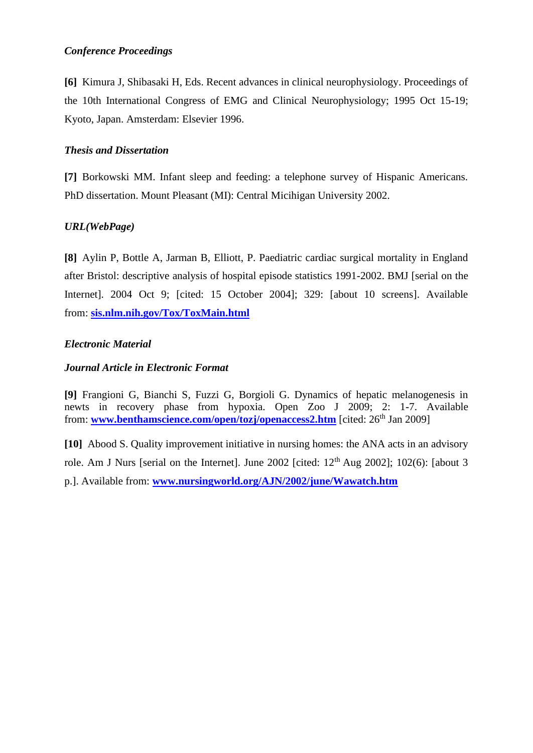*Conference Proceedings*

**[6]** Kimura J, Shibasaki H, Eds. Recent advances in clinical neurophysiology. Proceedings of the 10th International Congress of EMG and Clinical Neurophysiology; 1995 Oct 15-19; Kyoto, Japan. Amsterdam: Elsevier 1996.

*Thesis and Dissertation*

**[7]** Borkowski MM. Infant sleep and feeding: a telephone survey of Hispanic Americans. PhD dissertation. Mount Pleasant (MI): Central Micihigan University 2002.

*URL(WebPage)*

**[8]** Aylin P, Bottle A, Jarman B, Elliott, P. Paediatric cardiac surgical mortality in England after Bristol: descriptive analysis of hospital episode statistics 1991-2002. BMJ [serial on the Internet]. 2004 Oct 9; [cited: 15 October 2004]; 329: [about 10 screens]. Available from: **sis.nlm.nih.gov/Tox/ToxMain.html**

*Electronic Material*

*Journal Article in Electronic Format*

**[9]** Frangioni G, Bianchi S, Fuzzi G, Borgioli G. Dynamics of hepatic melanogenesis in newts in recovery phase from hypoxia. Open Zoo J 2009; 2: 1-7. Available from: **www.benthamscience.com/open/tozj/openaccess2.htm** [cited: 26th Jan 2009]

**[10]** Abood S. Quality improvement initiative in nursing homes: the ANA acts in an advisory role. Am J Nurs [serial on the Internet]. June 2002 [cited: 12th Aug 2002]; 102(6): [about 3 p.]. Available from: **www.nursingworld.org/AJN/2002/june/Wawatch.htm**